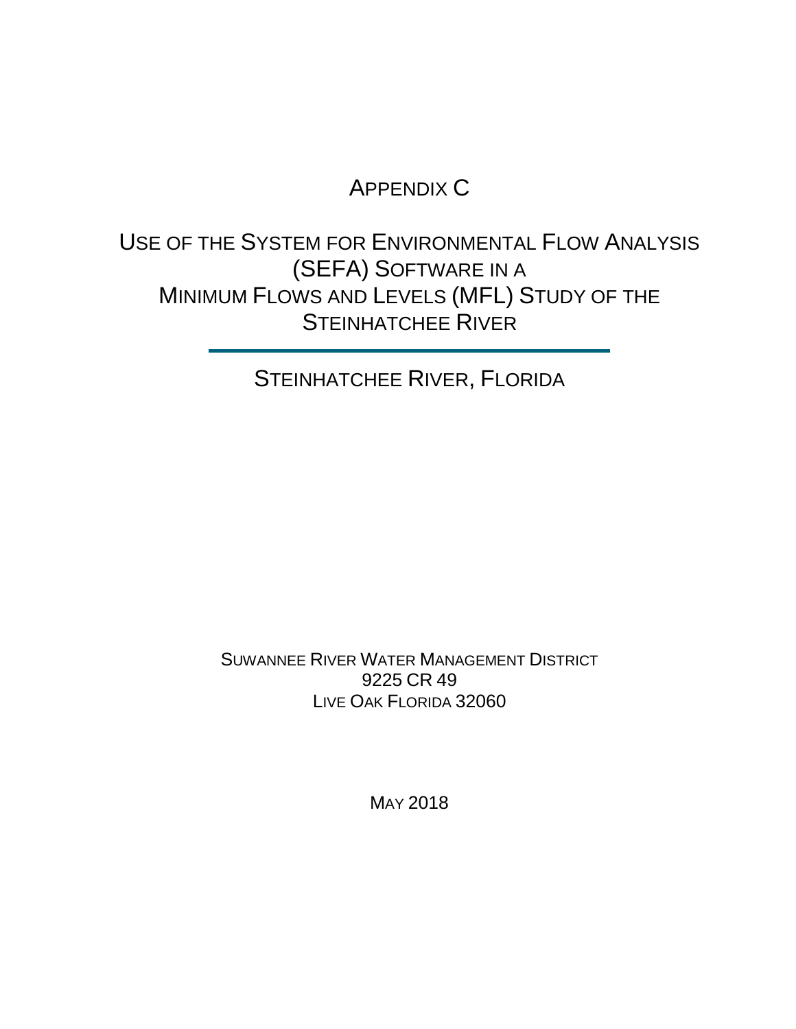# Appendix C

## Use of the System for Environmental Flow Analysis (SEFA) Software in a Minimum Flows and Levels (MFL) Study of the Steinhatchee River

---

Steinhatchee River, Florida

Suwannee River Water Management District
9225 CR 49
Live Oak Florida 32060

May 2018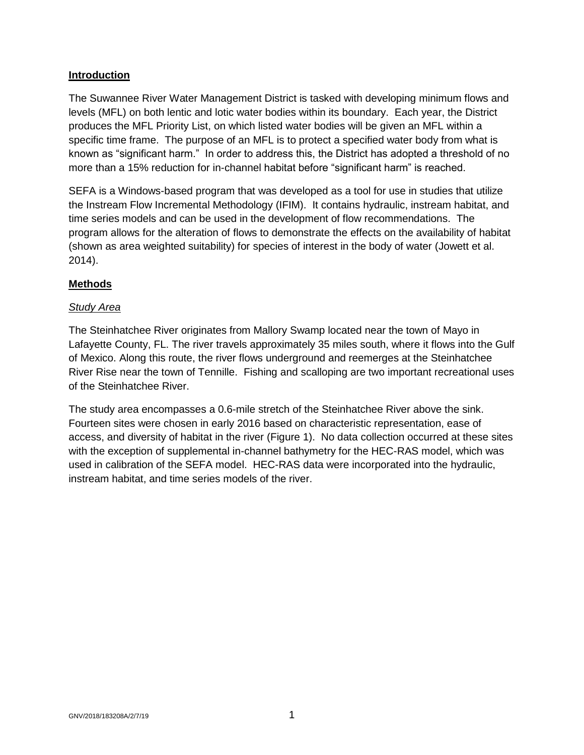## Introduction

The Suwannee River Water Management District is tasked with developing minimum flows and levels (MFL) on both lentic and lotic water bodies within its boundary. Each year, the District produces the MFL Priority List, on which listed water bodies will be given an MFL within a specific time frame. The purpose of an MFL is to protect a specified water body from what is known as "significant harm." In order to address this, the District has adopted a threshold of no more than a 15% reduction for in-channel habitat before "significant harm" is reached.

SEFA is a Windows-based program that was developed as a tool for use in studies that utilize the Instream Flow Incremental Methodology (IFIM). It contains hydraulic, instream habitat, and time series models and can be used in the development of flow recommendations. The program allows for the alteration of flows to demonstrate the effects on the availability of habitat (shown as area weighted suitability) for species of interest in the body of water (Jowett et al. 2014).

## Methods

### *Study Area*

The Steinhatchee River originates from Mallory Swamp located near the town of Mayo in Lafayette County, FL. The river travels approximately 35 miles south, where it flows into the Gulf of Mexico. Along this route, the river flows underground and reemerges at the Steinhatchee River Rise near the town of Tennille. Fishing and scalloping are two important recreational uses of the Steinhatchee River.

The study area encompasses a 0.6-mile stretch of the Steinhatchee River above the sink. Fourteen sites were chosen in early 2016 based on characteristic representation, ease of access, and diversity of habitat in the river (Figure 1). No data collection occurred at these sites with the exception of supplemental in-channel bathymetry for the HEC-RAS model, which was used in calibration of the SEFA model. HEC-RAS data were incorporated into the hydraulic, instream habitat, and time series models of the river.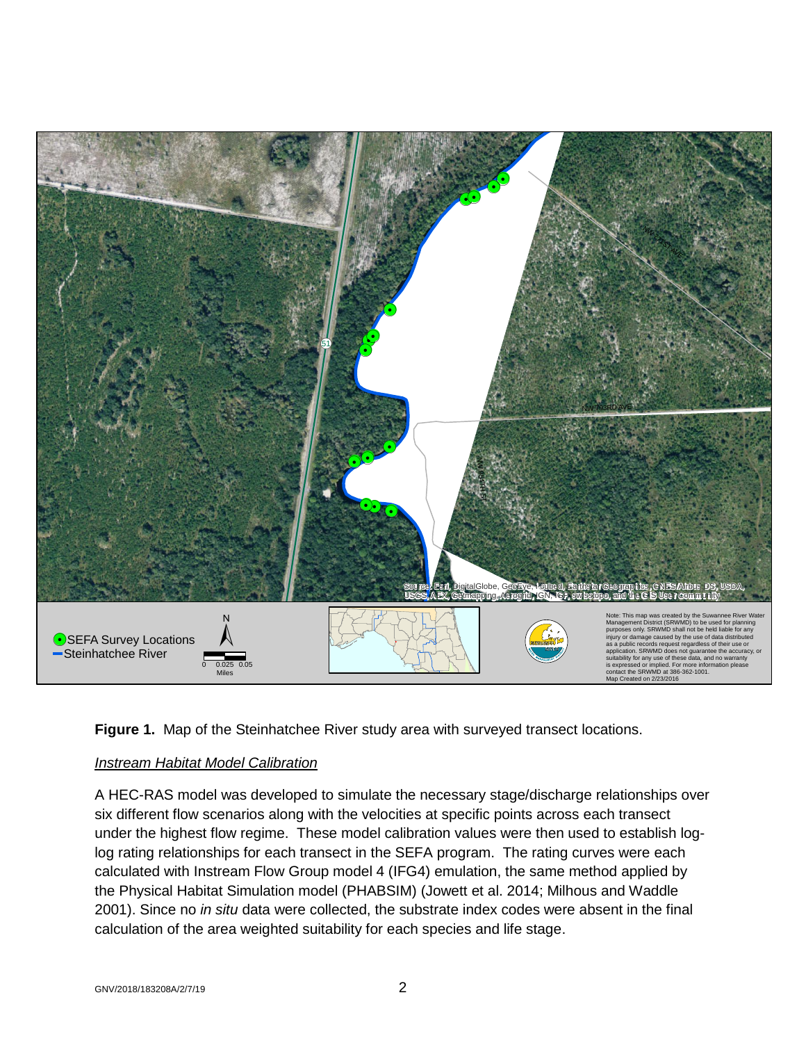**Figure 1.** Map of the Steinhatchee River study area with surveyed transect locations.

*Instream Habitat Model Calibration*

A HEC-RAS model was developed to simulate the necessary stage/discharge relationships over six different flow scenarios along with the velocities at specific points across each transect under the highest flow regime. These model calibration values were then used to establish log-log rating relationships for each transect in the SEFA program. The rating curves were each calculated with Instream Flow Group model 4 (IFG4) emulation, the same method applied by the Physical Habitat Simulation model (PHABSIM) (Jowett et al. 2014; Milhous and Waddle 2001). Since no *in situ* data were collected, the substrate index codes were absent in the final calculation of the area weighted suitability for each species and life stage.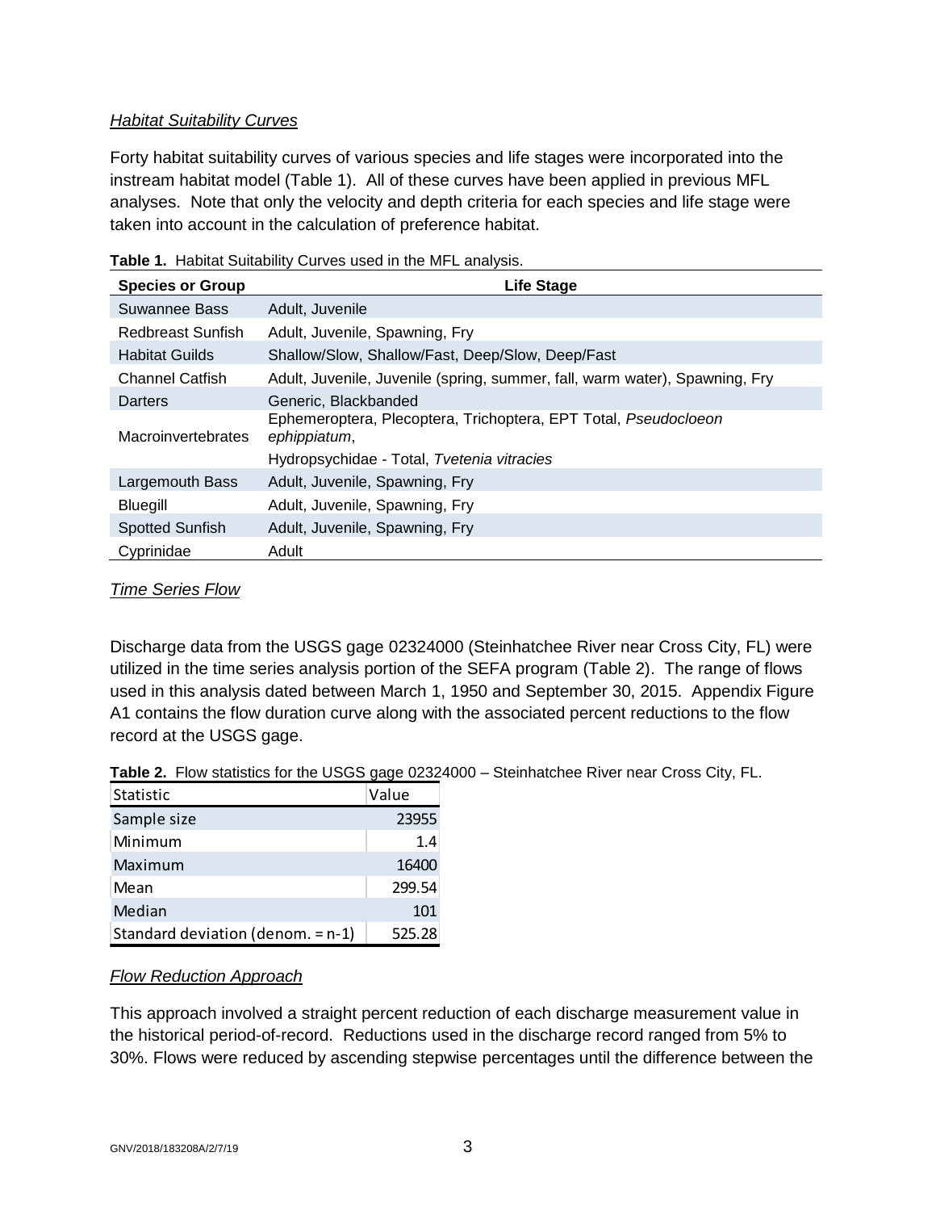*Habitat Suitability Curves*

Forty habitat suitability curves of various species and life stages were incorporated into the instream habitat model (Table 1). All of these curves have been applied in previous MFL analyses. Note that only the velocity and depth criteria for each species and life stage were taken into account in the calculation of preference habitat.

**Table 1.** Habitat Suitability Curves used in the MFL analysis.

| Species or Group | Life Stage |
|---|---|
| Suwannee Bass | Adult, Juvenile |
| Redbreast Sunfish | Adult, Juvenile, Spawning, Fry |
| Habitat Guilds | Shallow/Slow, Shallow/Fast, Deep/Slow, Deep/Fast |
| Channel Catfish | Adult, Juvenile, Juvenile (spring, summer, fall, warm water), Spawning, Fry |
| Darters | Generic, Blackbanded |
| Macroinvertebrates | Ephemeroptera, Plecoptera, Trichoptera, EPT Total, *Pseudocloeon ephippiatum*, Hydropsychidae - Total, *Tvetenia vitracies* |
| Largemouth Bass | Adult, Juvenile, Spawning, Fry |
| Bluegill | Adult, Juvenile, Spawning, Fry |
| Spotted Sunfish | Adult, Juvenile, Spawning, Fry |
| Cyprinidae | Adult |

*Time Series Flow*

Discharge data from the USGS gage 02324000 (Steinhatchee River near Cross City, FL) were utilized in the time series analysis portion of the SEFA program (Table 2). The range of flows used in this analysis dated between March 1, 1950 and September 30, 2015. Appendix Figure A1 contains the flow duration curve along with the associated percent reductions to the flow record at the USGS gage.

**Table 2.** Flow statistics for the USGS gage 02324000 – Steinhatchee River near Cross City, FL.

| Statistic | Value |
|---|---|
| Sample size | 23955 |
| Minimum | 1.4 |
| Maximum | 16400 |
| Mean | 299.54 |
| Median | 101 |
| Standard deviation (denom. = n-1) | 525.28 |

*Flow Reduction Approach*

This approach involved a straight percent reduction of each discharge measurement value in the historical period-of-record. Reductions used in the discharge record ranged from 5% to 30%. Flows were reduced by ascending stepwise percentages until the difference between the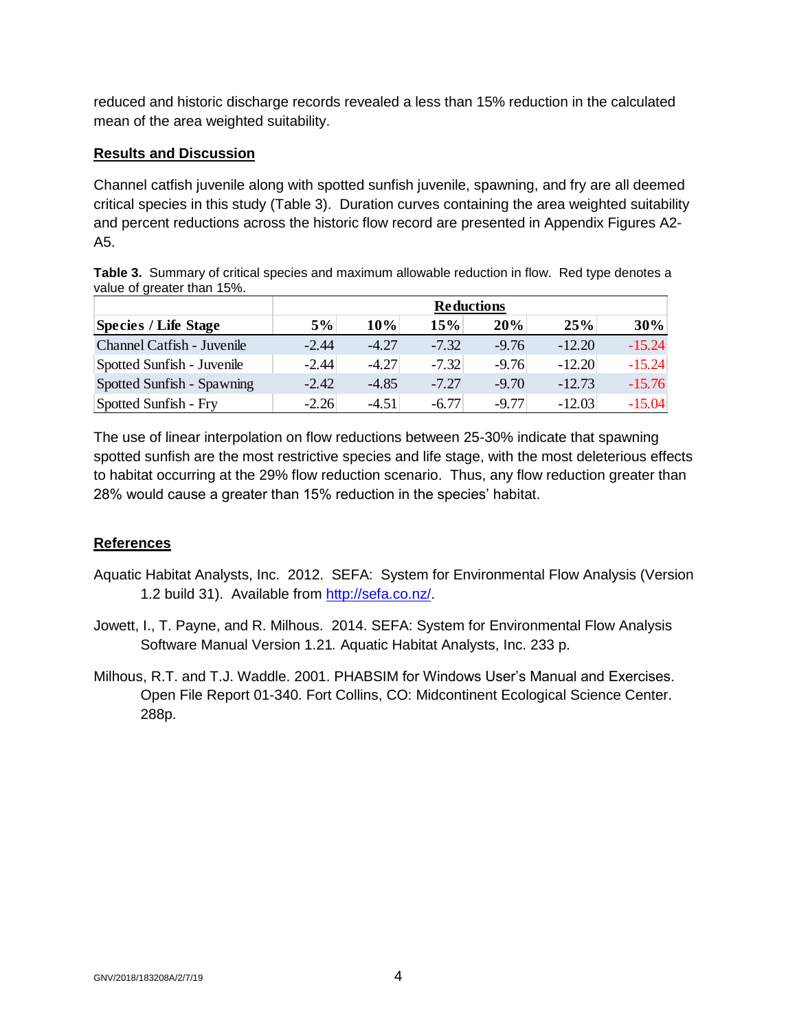reduced and historic discharge records revealed a less than 15% reduction in the calculated mean of the area weighted suitability.

## Results and Discussion

Channel catfish juvenile along with spotted sunfish juvenile, spawning, and fry are all deemed critical species in this study (Table 3). Duration curves containing the area weighted suitability and percent reductions across the historic flow record are presented in Appendix Figures A2-A5.

**Table 3.** Summary of critical species and maximum allowable reduction in flow. Red type denotes a value of greater than 15%.

| | Reductions | | | | | |
|---|---|---|---|---|---|---|
| **Species / Life Stage** | **5%** | **10%** | **15%** | **20%** | **25%** | **30%** |
| Channel Catfish - Juvenile | -2.44 | -4.27 | -7.32 | -9.76 | -12.20 | -15.24 |
| Spotted Sunfish - Juvenile | -2.44 | -4.27 | -7.32 | -9.76 | -12.20 | -15.24 |
| Spotted Sunfish - Spawning | -2.42 | -4.85 | -7.27 | -9.70 | -12.73 | -15.76 |
| Spotted Sunfish - Fry | -2.26 | -4.51 | -6.77 | -9.77 | -12.03 | -15.04 |

The use of linear interpolation on flow reductions between 25-30% indicate that spawning spotted sunfish are the most restrictive species and life stage, with the most deleterious effects to habitat occurring at the 29% flow reduction scenario. Thus, any flow reduction greater than 28% would cause a greater than 15% reduction in the species' habitat.

## References

Aquatic Habitat Analysts, Inc. 2012. SEFA: System for Environmental Flow Analysis (Version 1.2 build 31). Available from http://sefa.co.nz/.

Jowett, I., T. Payne, and R. Milhous. 2014. SEFA: System for Environmental Flow Analysis Software Manual Version 1.21*.* Aquatic Habitat Analysts, Inc. 233 p.

Milhous, R.T. and T.J. Waddle. 2001. PHABSIM for Windows User's Manual and Exercises. Open File Report 01-340. Fort Collins, CO: Midcontinent Ecological Science Center. 288p.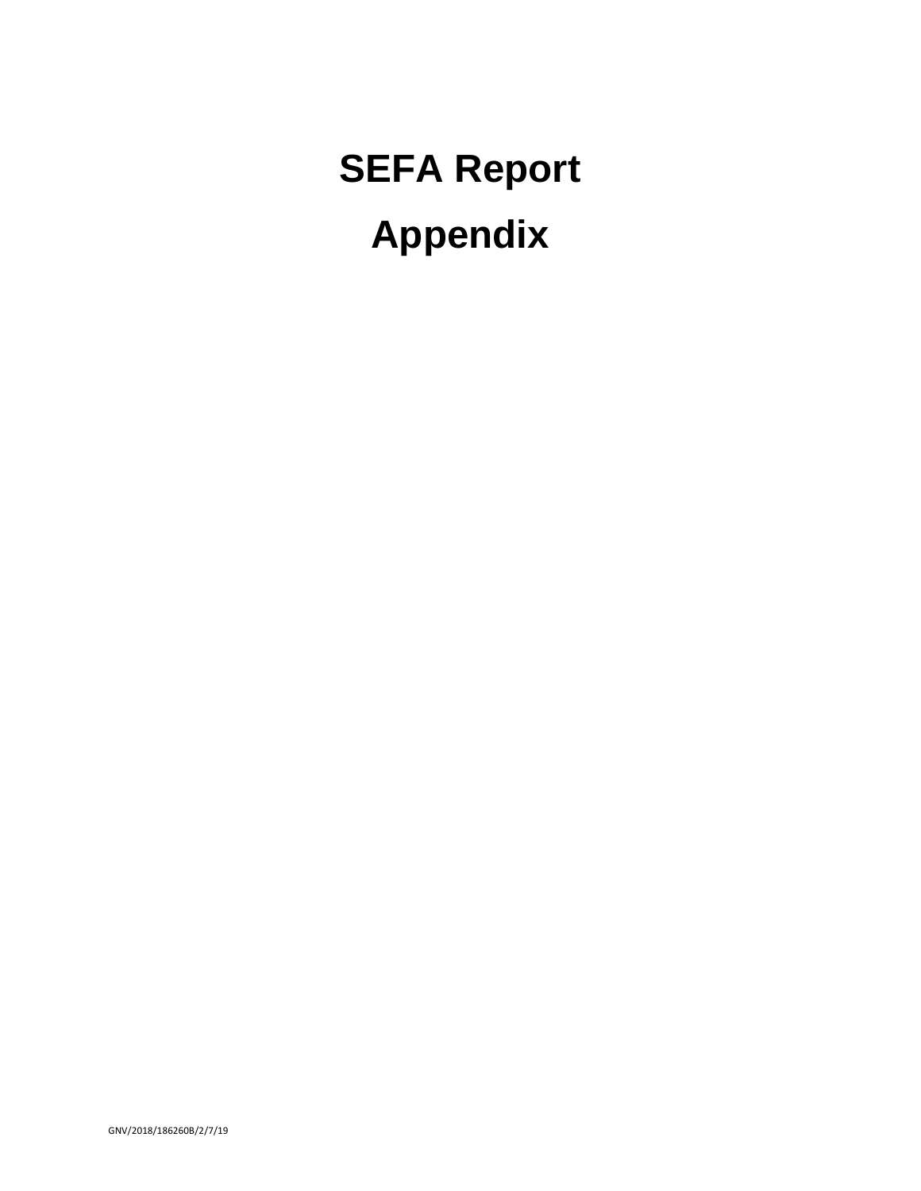# SEFA Report

# Appendix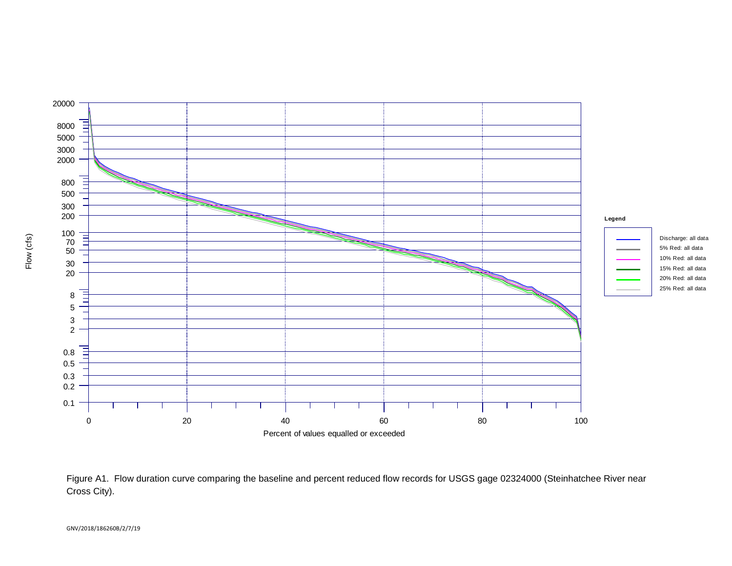Figure A1. Flow duration curve comparing the baseline and percent reduced flow records for USGS gage 02324000 (Steinhatchee River near Cross City).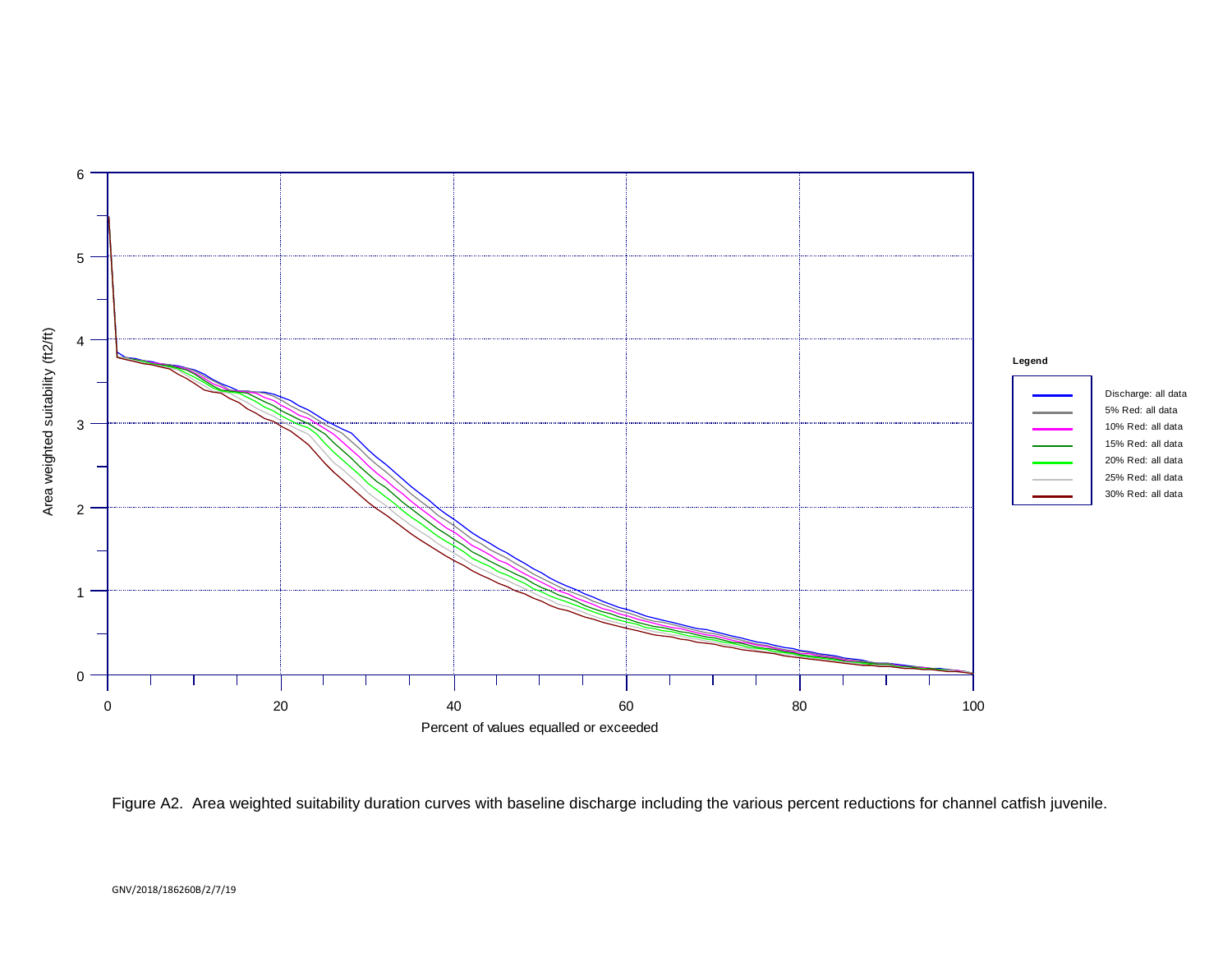Figure A2. Area weighted suitability duration curves with baseline discharge including the various percent reductions for channel catfish juvenile.

GNV/2018/186260B/2/7/19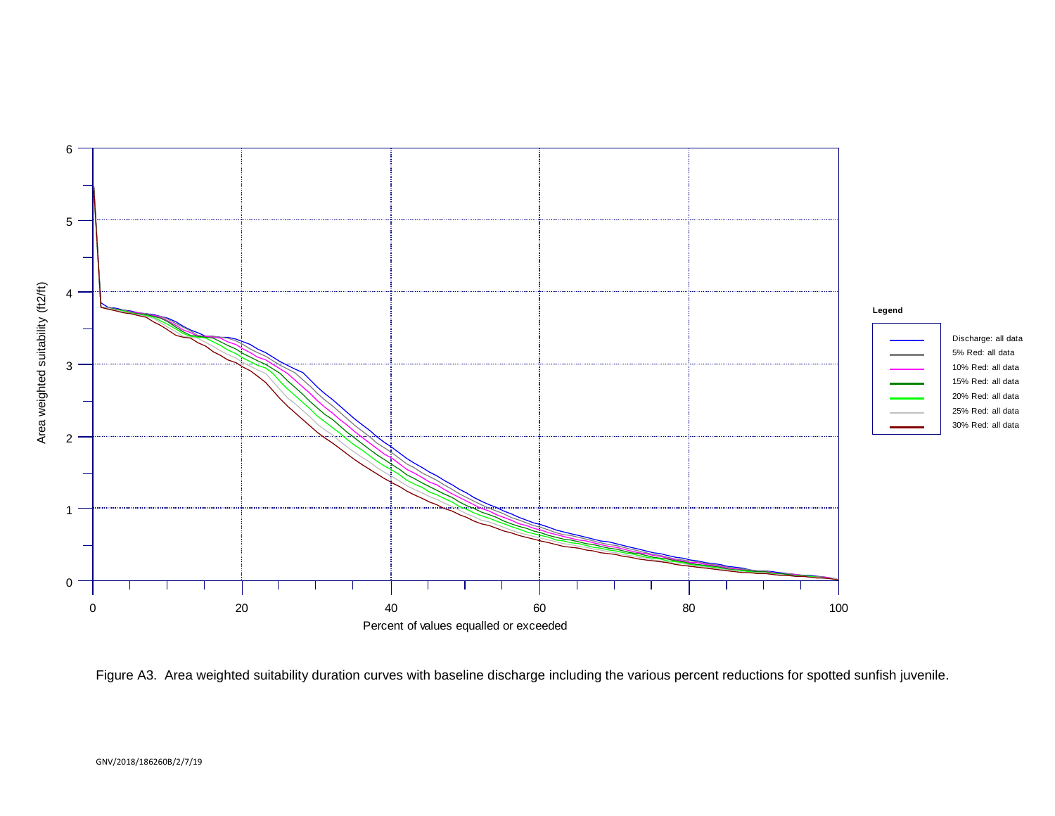Figure A3. Area weighted suitability duration curves with baseline discharge including the various percent reductions for spotted sunfish juvenile.

GNV/2018/186260B/2/7/19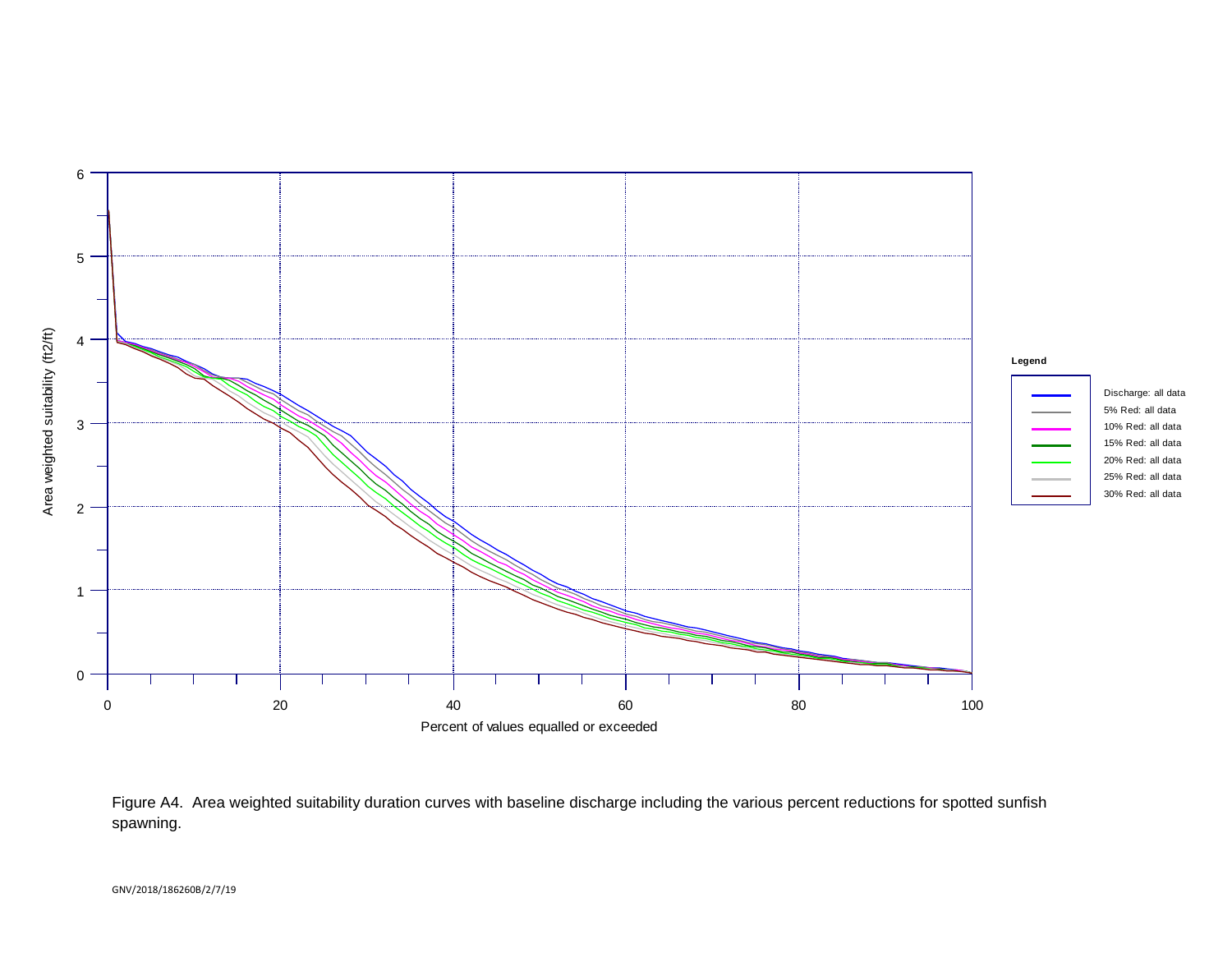Figure A4. Area weighted suitability duration curves with baseline discharge including the various percent reductions for spotted sunfish spawning.

GNV/2018/186260B/2/7/19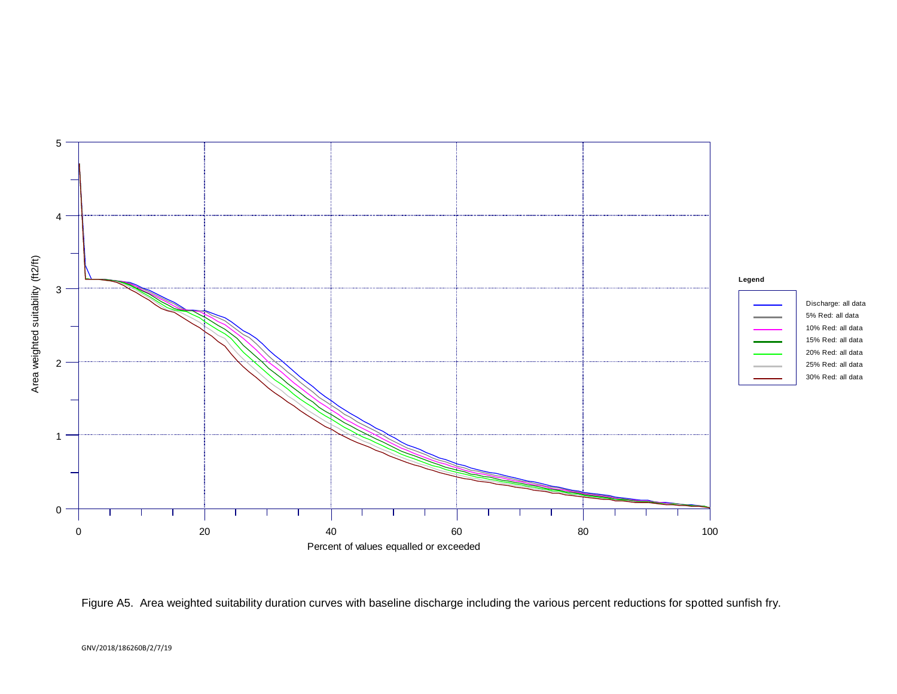5

4

3

2

1

0

0 20 40 60 80 100

Area weighted suitability (ft2/ft)

Percent of values equalled or exceeded

Legend

Discharge: all data
5% Red: all data
10% Red: all data
15% Red: all data
20% Red: all data
25% Red: all data
30% Red: all data

Figure A5. Area weighted suitability duration curves with baseline discharge including the various percent reductions for spotted sunfish fry.

GNV/2018/186260B/2/7/19